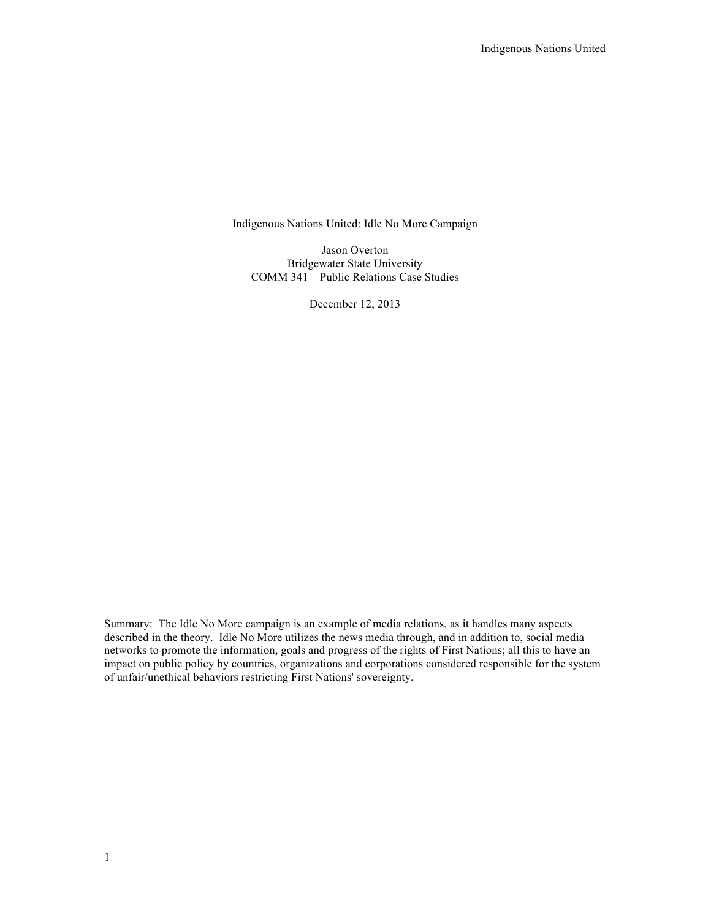# Indigenous Nations United: Idle No More Campaign

Jason Overton
Bridgewater State University
COMM 341 – Public Relations Case Studies

December 12, 2013

Summary: The Idle No More campaign is an example of media relations, as it handles many aspects described in the theory. Idle No More utilizes the news media through, and in addition to, social media networks to promote the information, goals and progress of the rights of First Nations; all this to have an impact on public policy by countries, organizations and corporations considered responsible for the system of unfair/unethical behaviors restricting First Nations' sovereignty.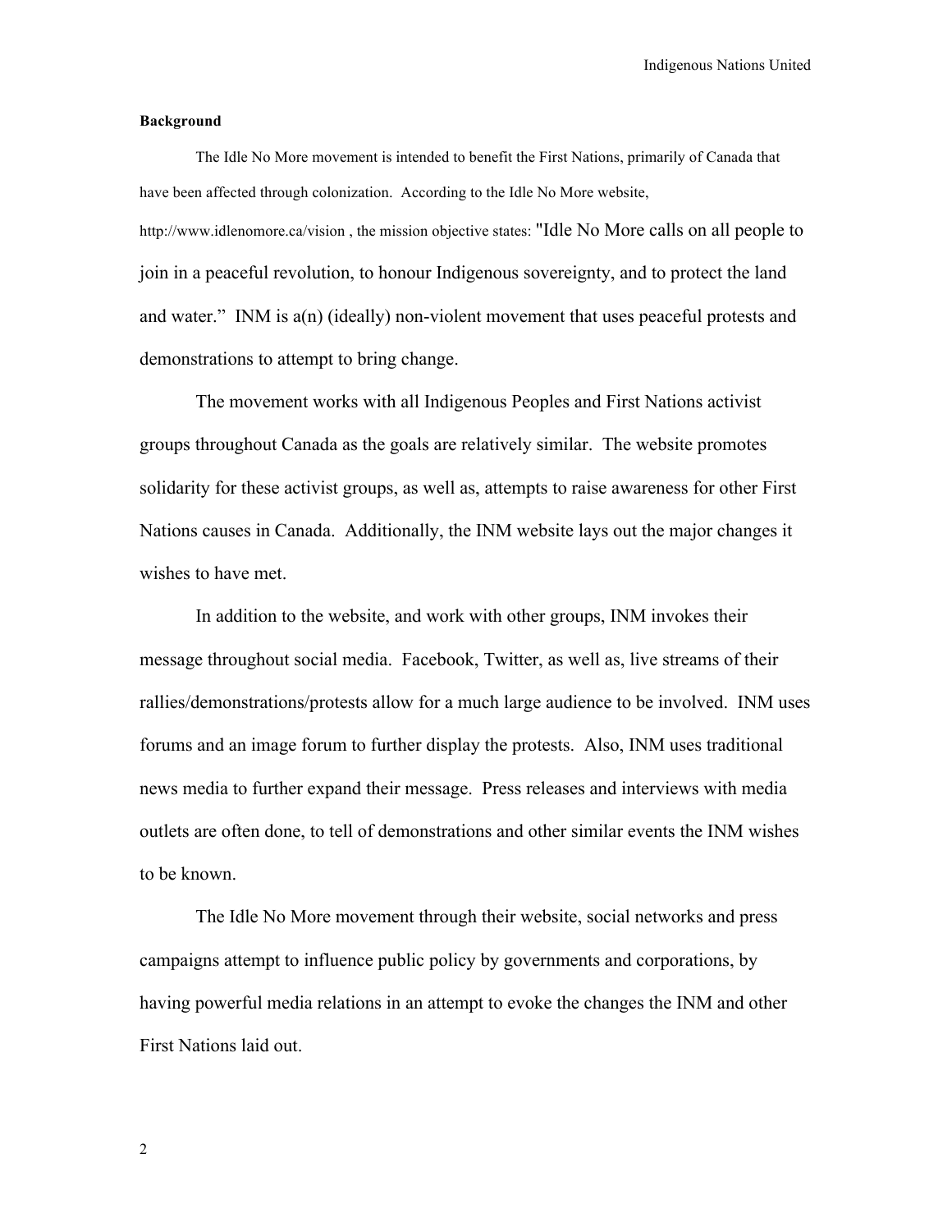**Background**

The Idle No More movement is intended to benefit the First Nations, primarily of Canada that have been affected through colonization. According to the Idle No More website, http://www.idlenomore.ca/vision , the mission objective states: "Idle No More calls on all people to join in a peaceful revolution, to honour Indigenous sovereignty, and to protect the land and water." INM is a(n) (ideally) non-violent movement that uses peaceful protests and demonstrations to attempt to bring change.

The movement works with all Indigenous Peoples and First Nations activist groups throughout Canada as the goals are relatively similar. The website promotes solidarity for these activist groups, as well as, attempts to raise awareness for other First Nations causes in Canada. Additionally, the INM website lays out the major changes it wishes to have met.

In addition to the website, and work with other groups, INM invokes their message throughout social media. Facebook, Twitter, as well as, live streams of their rallies/demonstrations/protests allow for a much large audience to be involved. INM uses forums and an image forum to further display the protests. Also, INM uses traditional news media to further expand their message. Press releases and interviews with media outlets are often done, to tell of demonstrations and other similar events the INM wishes to be known.

The Idle No More movement through their website, social networks and press campaigns attempt to influence public policy by governments and corporations, by having powerful media relations in an attempt to evoke the changes the INM and other First Nations laid out.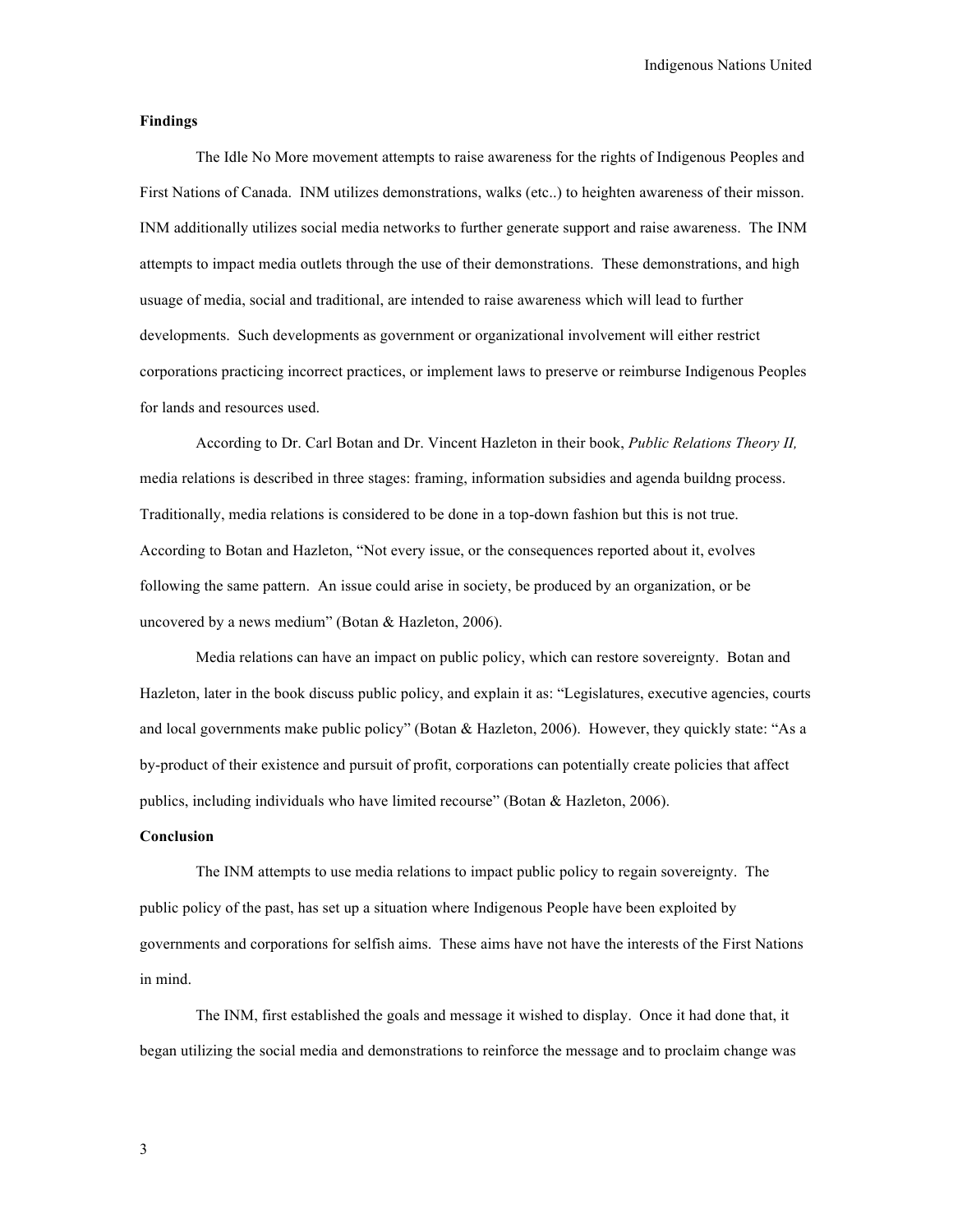**Findings**

The Idle No More movement attempts to raise awareness for the rights of Indigenous Peoples and First Nations of Canada. INM utilizes demonstrations, walks (etc..) to heighten awareness of their misson. INM additionally utilizes social media networks to further generate support and raise awareness. The INM attempts to impact media outlets through the use of their demonstrations. These demonstrations, and high usuage of media, social and traditional, are intended to raise awareness which will lead to further developments. Such developments as government or organizational involvement will either restrict corporations practicing incorrect practices, or implement laws to preserve or reimburse Indigenous Peoples for lands and resources used.

According to Dr. Carl Botan and Dr. Vincent Hazleton in their book, *Public Relations Theory II,* media relations is described in three stages: framing, information subsidies and agenda buildng process. Traditionally, media relations is considered to be done in a top-down fashion but this is not true. According to Botan and Hazleton, "Not every issue, or the consequences reported about it, evolves following the same pattern. An issue could arise in society, be produced by an organization, or be uncovered by a news medium" (Botan & Hazleton, 2006).

Media relations can have an impact on public policy, which can restore sovereignty. Botan and Hazleton, later in the book discuss public policy, and explain it as: "Legislatures, executive agencies, courts and local governments make public policy" (Botan & Hazleton, 2006). However, they quickly state: "As a by-product of their existence and pursuit of profit, corporations can potentially create policies that affect publics, including individuals who have limited recourse" (Botan & Hazleton, 2006).

**Conclusion**

The INM attempts to use media relations to impact public policy to regain sovereignty. The public policy of the past, has set up a situation where Indigenous People have been exploited by governments and corporations for selfish aims. These aims have not have the interests of the First Nations in mind.

The INM, first established the goals and message it wished to display. Once it had done that, it began utilizing the social media and demonstrations to reinforce the message and to proclaim change was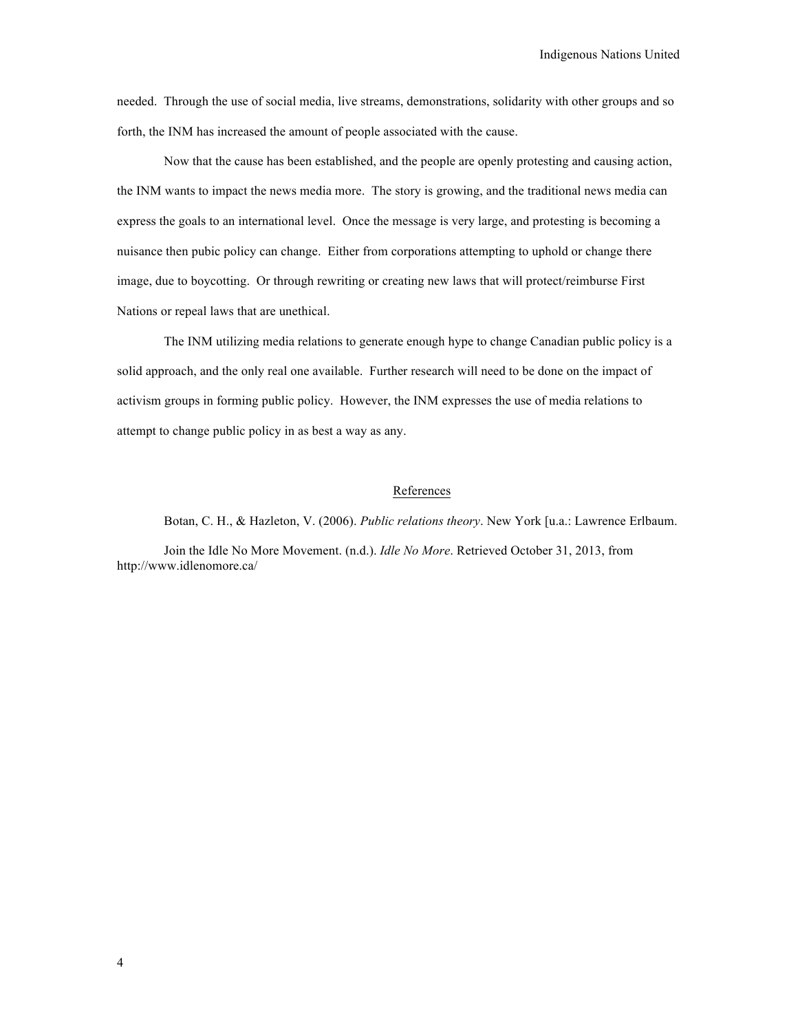needed. Through the use of social media, live streams, demonstrations, solidarity with other groups and so forth, the INM has increased the amount of people associated with the cause.

Now that the cause has been established, and the people are openly protesting and causing action, the INM wants to impact the news media more. The story is growing, and the traditional news media can express the goals to an international level. Once the message is very large, and protesting is becoming a nuisance then pubic policy can change. Either from corporations attempting to uphold or change there image, due to boycotting. Or through rewriting or creating new laws that will protect/reimburse First Nations or repeal laws that are unethical.

The INM utilizing media relations to generate enough hype to change Canadian public policy is a solid approach, and the only real one available. Further research will need to be done on the impact of activism groups in forming public policy. However, the INM expresses the use of media relations to attempt to change public policy in as best a way as any.

## References

Botan, C. H., & Hazleton, V. (2006). *Public relations theory*. New York [u.a.: Lawrence Erlbaum.

Join the Idle No More Movement. (n.d.). *Idle No More*. Retrieved October 31, 2013, from http://www.idlenomore.ca/